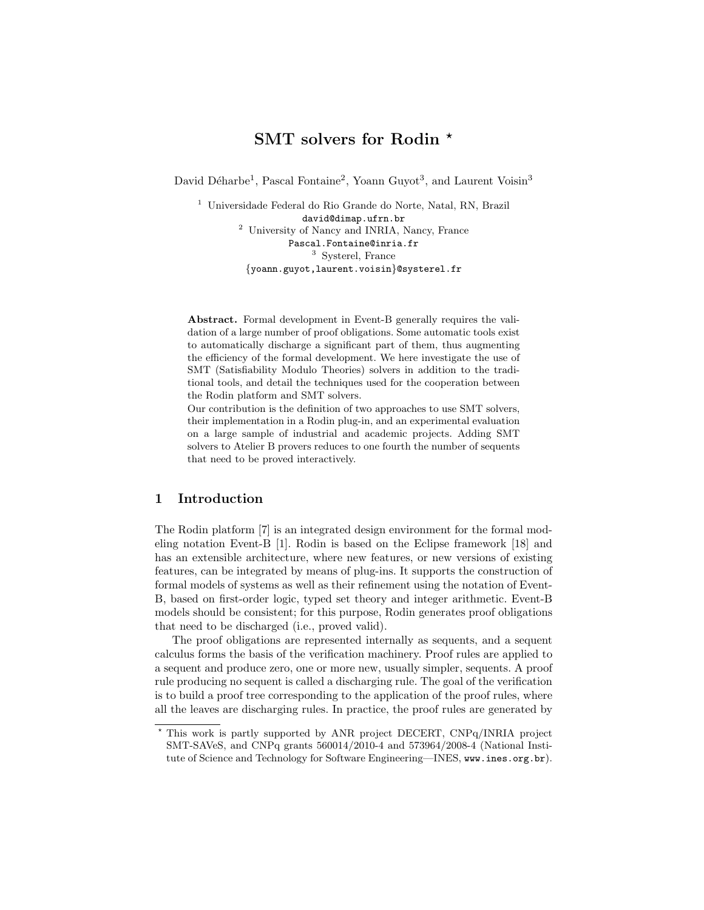# SMT solvers for Rodin *

David Déharbe[1], Pascal Fontaine[2], Yoann Guyot[3], and Laurent Voisin[3]

[1] Universidade Federal do Rio Grande do Norte, Natal, RN, Brazil
david@dimap.ufrn.br
[2] University of Nancy and INRIA, Nancy, France
Pascal.Fontaine@inria.fr
[3] Systerel, France
{yoann.guyot,laurent.voisin}@systerel.fr

**Abstract.** Formal development in Event-B generally requires the validation of a large number of proof obligations. Some automatic tools exist to automatically discharge a significant part of them, thus augmenting the efficiency of the formal development. We here investigate the use of SMT (Satisfiability Modulo Theories) solvers in addition to the traditional tools, and detail the techniques used for the cooperation between the Rodin platform and SMT solvers.
Our contribution is the definition of two approaches to use SMT solvers, their implementation in a Rodin plug-in, and an experimental evaluation on a large sample of industrial and academic projects. Adding SMT solvers to Atelier B provers reduces to one fourth the number of sequents that need to be proved interactively.

## 1 Introduction

The Rodin platform [7] is an integrated design environment for the formal modeling notation Event-B [1]. Rodin is based on the Eclipse framework [18] and has an extensible architecture, where new features, or new versions of existing features, can be integrated by means of plug-ins. It supports the construction of formal models of systems as well as their refinement using the notation of Event-B, based on first-order logic, typed set theory and integer arithmetic. Event-B models should be consistent; for this purpose, Rodin generates proof obligations that need to be discharged (i.e., proved valid).

The proof obligations are represented internally as sequents, and a sequent calculus forms the basis of the verification machinery. Proof rules are applied to a sequent and produce zero, one or more new, usually simpler, sequents. A proof rule producing no sequent is called a discharging rule. The goal of the verification is to build a proof tree corresponding to the application of the proof rules, where all the leaves are discharging rules. In practice, the proof rules are generated by

* This work is partly supported by ANR project DECERT, CNPq/INRIA project SMT-SAVeS, and CNPq grants 560014/2010-4 and 573964/2008-4 (National Institute of Science and Technology for Software Engineering—INES, www.ines.org.br).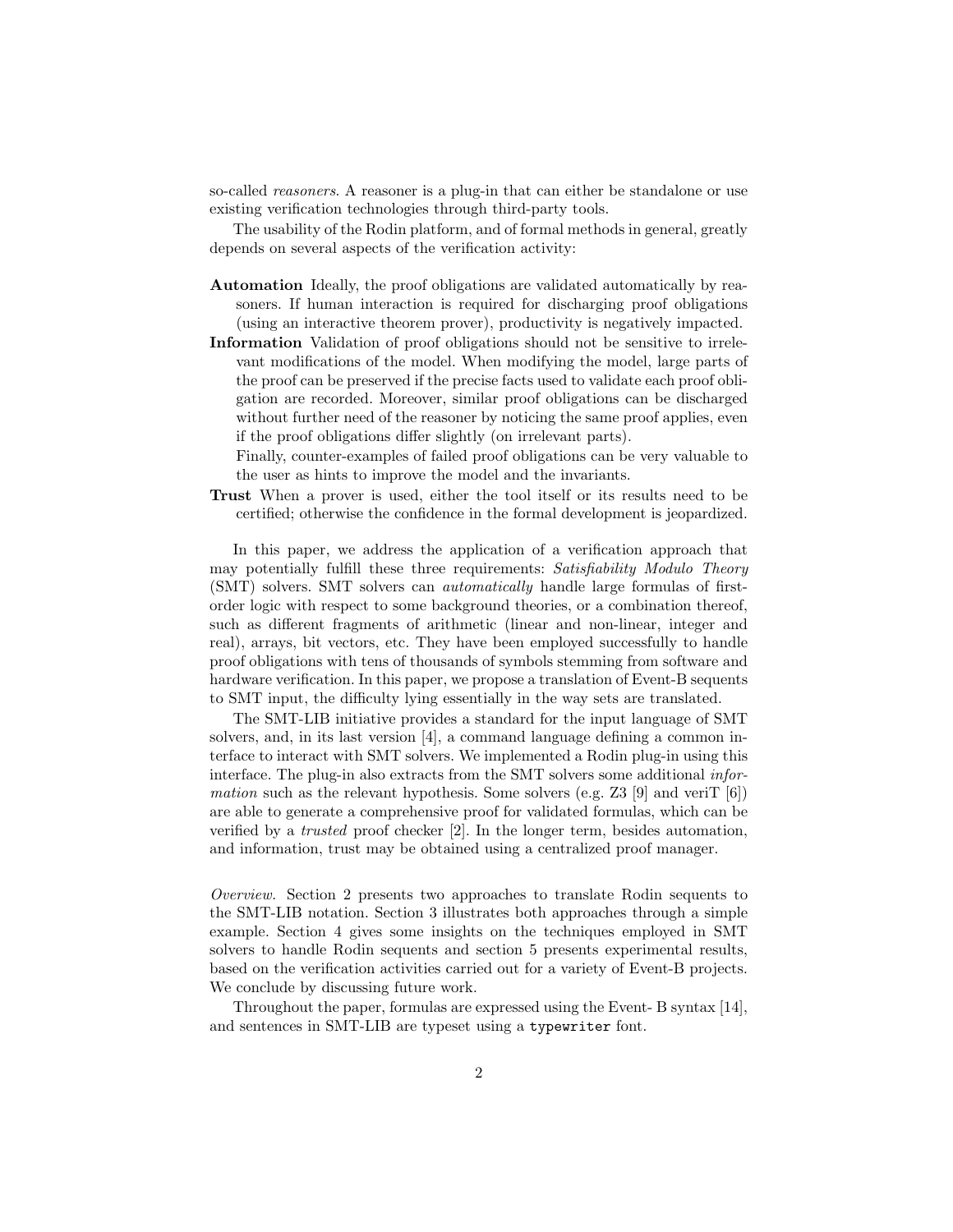so-called *reasoners*. A reasoner is a plug-in that can either be standalone or use existing verification technologies through third-party tools.

The usability of the Rodin platform, and of formal methods in general, greatly depends on several aspects of the verification activity:

**Automation** Ideally, the proof obligations are validated automatically by reasoners. If human interaction is required for discharging proof obligations (using an interactive theorem prover), productivity is negatively impacted.

**Information** Validation of proof obligations should not be sensitive to irrelevant modifications of the model. When modifying the model, large parts of the proof can be preserved if the precise facts used to validate each proof obligation are recorded. Moreover, similar proof obligations can be discharged without further need of the reasoner by noticing the same proof applies, even if the proof obligations differ slightly (on irrelevant parts).
Finally, counter-examples of failed proof obligations can be very valuable to the user as hints to improve the model and the invariants.

**Trust** When a prover is used, either the tool itself or its results need to be certified; otherwise the confidence in the formal development is jeopardized.

In this paper, we address the application of a verification approach that may potentially fulfill these three requirements: *Satisfiability Modulo Theory* (SMT) solvers. SMT solvers can *automatically* handle large formulas of first-order logic with respect to some background theories, or a combination thereof, such as different fragments of arithmetic (linear and non-linear, integer and real), arrays, bit vectors, etc. They have been employed successfully to handle proof obligations with tens of thousands of symbols stemming from software and hardware verification. In this paper, we propose a translation of Event-B sequents to SMT input, the difficulty lying essentially in the way sets are translated.

The SMT-LIB initiative provides a standard for the input language of SMT solvers, and, in its last version [4], a command language defining a common interface to interact with SMT solvers. We implemented a Rodin plug-in using this interface. The plug-in also extracts from the SMT solvers some additional *information* such as the relevant hypothesis. Some solvers (e.g. Z3 [9] and veriT [6]) are able to generate a comprehensive proof for validated formulas, which can be verified by a *trusted* proof checker [2]. In the longer term, besides automation, and information, trust may be obtained using a centralized proof manager.

*Overview.* Section 2 presents two approaches to translate Rodin sequents to the SMT-LIB notation. Section 3 illustrates both approaches through a simple example. Section 4 gives some insights on the techniques employed in SMT solvers to handle Rodin sequents and section 5 presents experimental results, based on the verification activities carried out for a variety of Event-B projects. We conclude by discussing future work.

Throughout the paper, formulas are expressed using the Event- B syntax [14], and sentences in SMT-LIB are typeset using a `typewriter` font.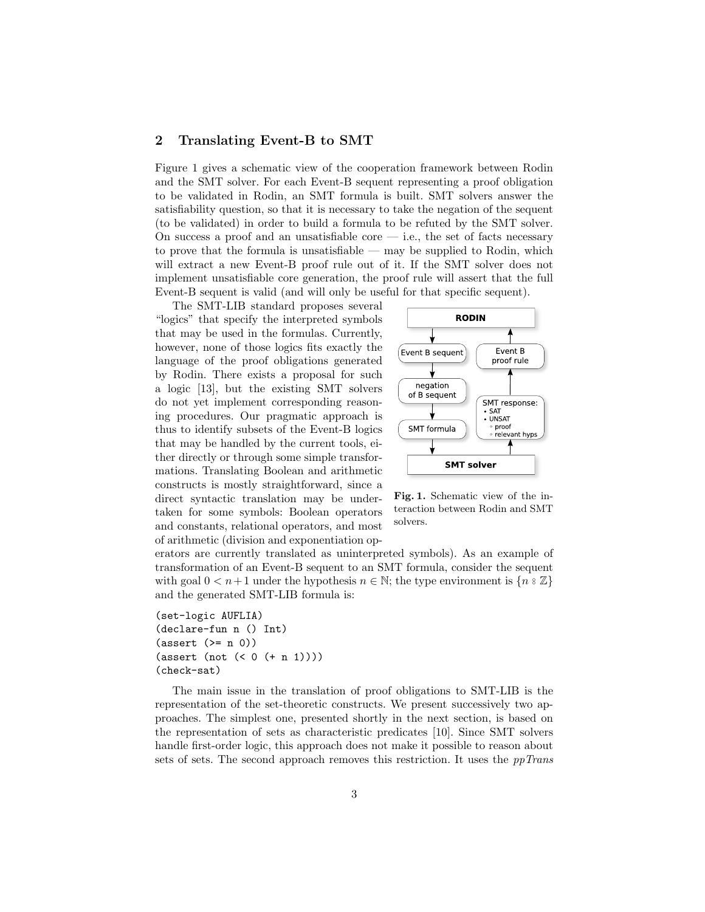## 2 Translating Event-B to SMT

Figure 1 gives a schematic view of the cooperation framework between Rodin and the SMT solver. For each Event-B sequent representing a proof obligation to be validated in Rodin, an SMT formula is built. SMT solvers answer the satisfiability question, so that it is necessary to take the negation of the sequent (to be validated) in order to build a formula to be refuted by the SMT solver. On success a proof and an unsatisfiable core — i.e., the set of facts necessary to prove that the formula is unsatisfiable — may be supplied to Rodin, which will extract a new Event-B proof rule out of it. If the SMT solver does not implement unsatisfiable core generation, the proof rule will assert that the full Event-B sequent is valid (and will only be useful for that specific sequent).

The SMT-LIB standard proposes several "logics" that specify the interpreted symbols that may be used in the formulas. Currently, however, none of those logics fits exactly the language of the proof obligations generated by Rodin. There exists a proposal for such a logic [13], but the existing SMT solvers do not yet implement corresponding reasoning procedures. Our pragmatic approach is thus to identify subsets of the Event-B logics that may be handled by the current tools, either directly or through some simple transformations. Translating Boolean and arithmetic constructs is mostly straightforward, since a direct syntactic translation may be undertaken for some symbols: Boolean operators and constants, relational operators, and most of arithmetic (division and exponentiation operators are currently translated as uninterpreted symbols). As an example of transformation of an Event-B sequent to an SMT formula, consider the sequent with goal $0 < n+1$ under the hypothesis $n \in \mathbb{N}$; the type environment is $\{n \mathrel{⦂} \mathbb{Z}\}$ and the generated SMT-LIB formula is:

**Fig. 1.** Schematic view of the interaction between Rodin and SMT solvers.

```
(set-logic AUFLIA)
(declare-fun n () Int)
(assert (>= n 0))
(assert (not (< 0 (+ n 1))))
(check-sat)
```

The main issue in the translation of proof obligations to SMT-LIB is the representation of the set-theoretic constructs. We present successively two approaches. The simplest one, presented shortly in the next section, is based on the representation of sets as characteristic predicates [10]. Since SMT solvers handle first-order logic, this approach does not make it possible to reason about sets of sets. The second approach removes this restriction. It uses the *ppTrans*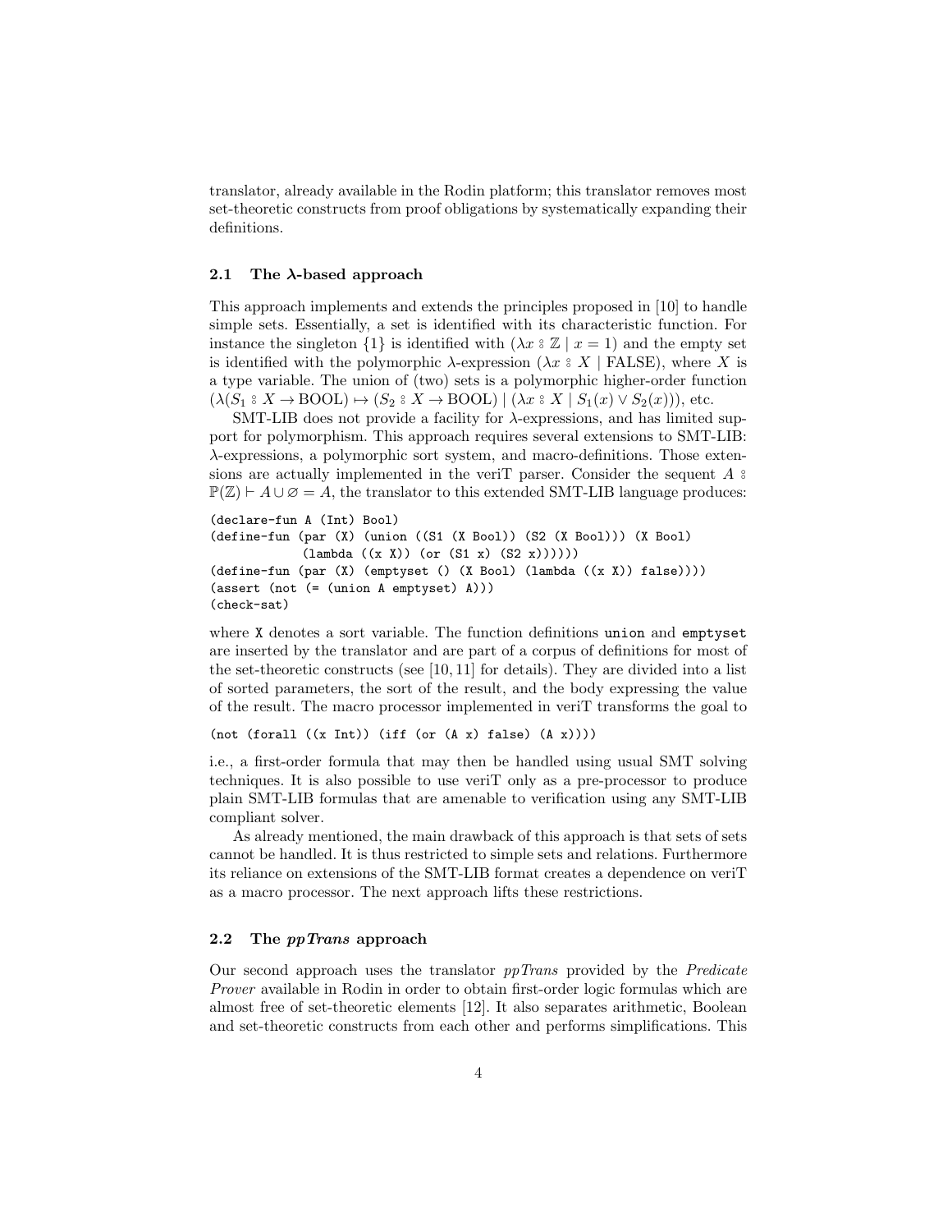translator, already available in the Rodin platform; this translator removes most set-theoretic constructs from proof obligations by systematically expanding their definitions.

### 2.1 The λ-based approach

This approach implements and extends the principles proposed in [10] to handle simple sets. Essentially, a set is identified with its characteristic function. For instance the singleton $\{1\}$ is identified with $(\lambda x \mathbin{⦂} \mathbb{Z} \mid x = 1)$ and the empty set is identified with the polymorphic $\lambda$-expression $(\lambda x \mathbin{⦂} X \mid \text{FALSE})$, where $X$ is a type variable. The union of (two) sets is a polymorphic higher-order function $(\lambda (S_1 \mathbin{⦂} X \to \text{BOOL}) \mapsto (S_2 \mathbin{⦂} X \to \text{BOOL}) \mid (\lambda x \mathbin{⦂} X \mid S_1(x) \lor S_2(x)))$, etc.

SMT-LIB does not provide a facility for $\lambda$-expressions, and has limited support for polymorphism. This approach requires several extensions to SMT-LIB: $\lambda$-expressions, a polymorphic sort system, and macro-definitions. Those extensions are actually implemented in the veriT parser. Consider the sequent $A \mathbin{⦂} \mathbb{P}(\mathbb{Z}) \vdash A \cup \varnothing = A$, the translator to this extended SMT-LIB language produces:

```
(declare-fun A (Int) Bool)
(define-fun (par (X) (union ((S1 (X Bool)) (S2 (X Bool))) (X Bool)
            (lambda ((x X)) (or (S1 x) (S2 x))))))
(define-fun (par (X) (emptyset () (X Bool) (lambda ((x X)) false))))
(assert (not (= (union A emptyset) A)))
(check-sat)
```

where `X` denotes a sort variable. The function definitions `union` and `emptyset` are inserted by the translator and are part of a corpus of definitions for most of the set-theoretic constructs (see [10, 11] for details). They are divided into a list of sorted parameters, the sort of the result, and the body expressing the value of the result. The macro processor implemented in veriT transforms the goal to

```
(not (forall ((x Int)) (iff (or (A x) false) (A x))))
```

i.e., a first-order formula that may then be handled using usual SMT solving techniques. It is also possible to use veriT only as a pre-processor to produce plain SMT-LIB formulas that are amenable to verification using any SMT-LIB compliant solver.

As already mentioned, the main drawback of this approach is that sets of sets cannot be handled. It is thus restricted to simple sets and relations. Furthermore its reliance on extensions of the SMT-LIB format creates a dependence on veriT as a macro processor. The next approach lifts these restrictions.

### 2.2 The *ppTrans* approach

Our second approach uses the translator *ppTrans* provided by the *Predicate Prover* available in Rodin in order to obtain first-order logic formulas which are almost free of set-theoretic elements [12]. It also separates arithmetic, Boolean and set-theoretic constructs from each other and performs simplifications. This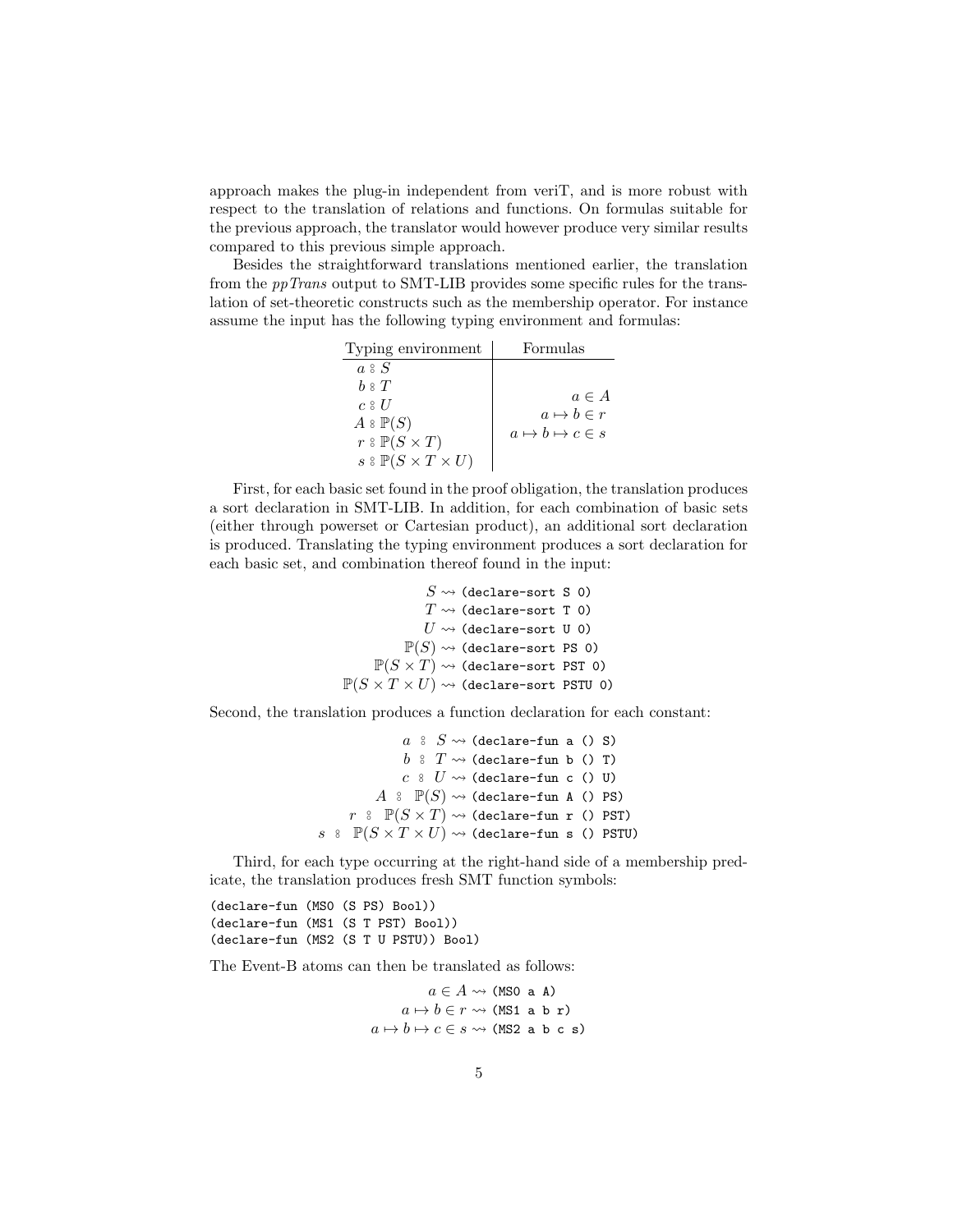approach makes the plug-in independent from veriT, and is more robust with respect to the translation of relations and functions. On formulas suitable for the previous approach, the translator would however produce very similar results compared to this previous simple approach.

Besides the straightforward translations mentioned earlier, the translation from the *ppTrans* output to SMT-LIB provides some specific rules for the translation of set-theoretic constructs such as the membership operator. For instance assume the input has the following typing environment and formulas:

| Typing environment | Formulas |
|---|---|
| $a ⦂ S$ | |
| $b ⦂ T$ | $a \in A$ |
| $c ⦂ U$ | $a \mapsto b \in r$ |
| $A ⦂ \mathbb{P}(S)$ | $a \mapsto b \mapsto c \in s$ |
| $r ⦂ \mathbb{P}(S \times T)$ | |
| $s ⦂ \mathbb{P}(S \times T \times U)$ | |

First, for each basic set found in the proof obligation, the translation produces a sort declaration in SMT-LIB. In addition, for each combination of basic sets (either through powerset or Cartesian product), an additional sort declaration is produced. Translating the typing environment produces a sort declaration for each basic set, and combination thereof found in the input:

$$S \leadsto \texttt{(declare-sort S 0)}$$
$$T \leadsto \texttt{(declare-sort T 0)}$$
$$U \leadsto \texttt{(declare-sort U 0)}$$
$$\mathbb{P}(S) \leadsto \texttt{(declare-sort PS 0)}$$
$$\mathbb{P}(S \times T) \leadsto \texttt{(declare-sort PST 0)}$$
$$\mathbb{P}(S \times T \times U) \leadsto \texttt{(declare-sort PSTU 0)}$$

Second, the translation produces a function declaration for each constant:

$$a ⦂ S \leadsto \texttt{(declare-fun a () S)}$$
$$b ⦂ T \leadsto \texttt{(declare-fun b () T)}$$
$$c ⦂ U \leadsto \texttt{(declare-fun c () U)}$$
$$A ⦂ \mathbb{P}(S) \leadsto \texttt{(declare-fun A () PS)}$$
$$r ⦂ \mathbb{P}(S \times T) \leadsto \texttt{(declare-fun r () PST)}$$
$$s ⦂ \mathbb{P}(S \times T \times U) \leadsto \texttt{(declare-fun s () PSTU)}$$

Third, for each type occurring at the right-hand side of a membership predicate, the translation produces fresh SMT function symbols:

```
(declare-fun (MS0 (S PS) Bool))
(declare-fun (MS1 (S T PST) Bool))
(declare-fun (MS2 (S T U PSTU)) Bool)
```

The Event-B atoms can then be translated as follows:

$$a \in A \leadsto \texttt{(MS0 a A)}$$
$$a \mapsto b \in r \leadsto \texttt{(MS1 a b r)}$$
$$a \mapsto b \mapsto c \in s \leadsto \texttt{(MS2 a b c s)}$$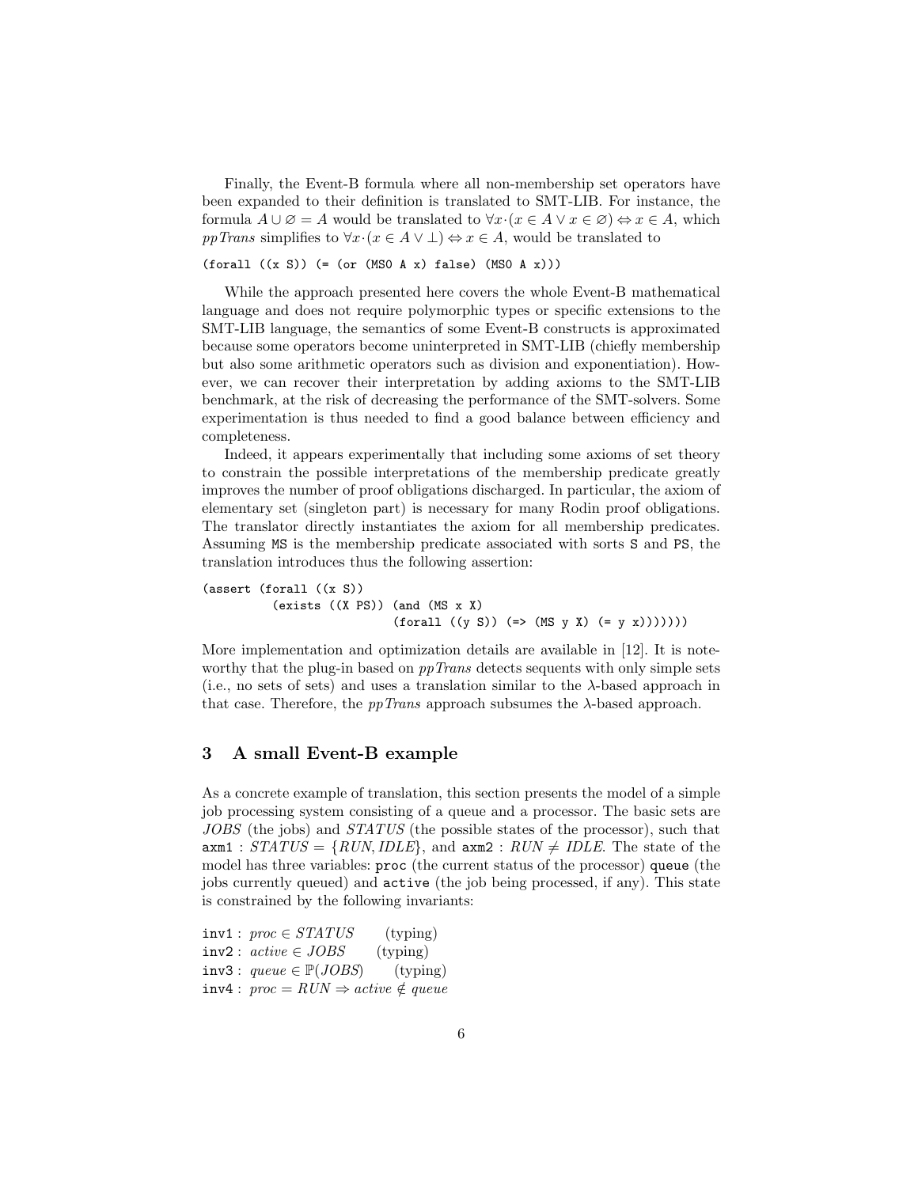Finally, the Event-B formula where all non-membership set operators have been expanded to their definition is translated to SMT-LIB. For instance, the formula $A \cup \varnothing = A$ would be translated to $\forall x \cdot (x \in A \vee x \in \varnothing) \Leftrightarrow x \in A$, which *ppTrans* simplifies to $\forall x \cdot (x \in A \vee \bot) \Leftrightarrow x \in A$, would be translated to

```
(forall ((x S)) (= (or (MS0 A x) false) (MS0 A x)))
```

While the approach presented here covers the whole Event-B mathematical language and does not require polymorphic types or specific extensions to the SMT-LIB language, the semantics of some Event-B constructs is approximated because some operators become uninterpreted in SMT-LIB (chiefly membership but also some arithmetic operators such as division and exponentiation). However, we can recover their interpretation by adding axioms to the SMT-LIB benchmark, at the risk of decreasing the performance of the SMT-solvers. Some experimentation is thus needed to find a good balance between efficiency and completeness.

Indeed, it appears experimentally that including some axioms of set theory to constrain the possible interpretations of the membership predicate greatly improves the number of proof obligations discharged. In particular, the axiom of elementary set (singleton part) is necessary for many Rodin proof obligations. The translator directly instantiates the axiom for all membership predicates. Assuming `MS` is the membership predicate associated with sorts `S` and `PS`, the translation introduces thus the following assertion:

```
(assert (forall ((x S))
          (exists ((X PS)) (and (MS x X)
                           (forall ((y S)) (=> (MS y X) (= y x)))))))
```

More implementation and optimization details are available in [12]. It is noteworthy that the plug-in based on *ppTrans* detects sequents with only simple sets (i.e., no sets of sets) and uses a translation similar to the $\lambda$-based approach in that case. Therefore, the *ppTrans* approach subsumes the $\lambda$-based approach.

## 3 A small Event-B example

As a concrete example of translation, this section presents the model of a simple job processing system consisting of a queue and a processor. The basic sets are *JOBS* (the jobs) and *STATUS* (the possible states of the processor), such that `axm1` : $STATUS = \{RUN, IDLE\}$, and `axm2` : $RUN \neq IDLE$. The state of the model has three variables: `proc` (the current status of the processor) `queue` (the jobs currently queued) and `active` (the job being processed, if any). This state is constrained by the following invariants:

`inv1` : $proc \in STATUS$ (typing)
`inv2` : $active \in JOBS$ (typing)
`inv3` : $queue \in \mathbb{P}(JOBS)$ (typing)
`inv4` : $proc = RUN \Rightarrow active \notin queue$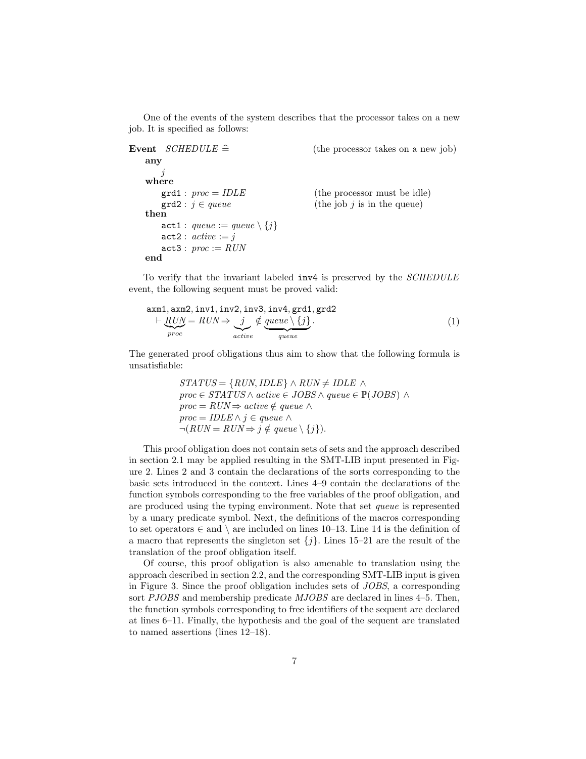One of the events of the system describes that the processor takes on a new job. It is specified as follows:

**Event** *SCHEDULE* $\widehat{=}$ (the processor takes on a new job)
&nbsp;&nbsp;**any**
&nbsp;&nbsp;&nbsp;&nbsp;$j$
&nbsp;&nbsp;**where**
&nbsp;&nbsp;&nbsp;&nbsp;`grd1` : $proc = IDLE$ (the processor must be idle)
&nbsp;&nbsp;&nbsp;&nbsp;`grd2` : $j \in queue$ (the job $j$ is in the queue)
&nbsp;&nbsp;**then**
&nbsp;&nbsp;&nbsp;&nbsp;`act1` : $queue := queue \setminus \{j\}$
&nbsp;&nbsp;&nbsp;&nbsp;`act2` : $active := j$
&nbsp;&nbsp;&nbsp;&nbsp;`act3` : $proc := RUN$
&nbsp;&nbsp;**end**

To verify that the invariant labeled `inv4` is preserved by the *SCHEDULE* event, the following sequent must be proved valid:

$$\texttt{axm1}, \texttt{axm2}, \texttt{inv1}, \texttt{inv2}, \texttt{inv3}, \texttt{inv4}, \texttt{grd1}, \texttt{grd2} \vdash \underbrace{RUN}_{proc} = RUN \Rightarrow \underbrace{j}_{active} \notin \underbrace{queue \setminus \{j\}}_{queue}. \tag{1}$$

The generated proof obligations thus aim to show that the following formula is unsatisfiable:

$$\begin{aligned}
&STATUS = \{RUN, IDLE\} \wedge RUN \neq IDLE\ \wedge \\
&proc \in STATUS \wedge active \in JOBS \wedge queue \in \mathbb{P}(JOBS)\ \wedge \\
&proc = RUN \Rightarrow active \notin queue\ \wedge \\
&proc = IDLE \wedge j \in queue\ \wedge \\
&\neg(RUN = RUN \Rightarrow j \notin queue \setminus \{j\}).
\end{aligned}$$

This proof obligation does not contain sets of sets and the approach described in section 2.1 may be applied resulting in the SMT-LIB input presented in Figure 2. Lines 2 and 3 contain the declarations of the sorts corresponding to the basic sets introduced in the context. Lines 4–9 contain the declarations of the function symbols corresponding to the free variables of the proof obligation, and are produced using the typing environment. Note that set *queue* is represented by a unary predicate symbol. Next, the definitions of the macros corresponding to set operators $\in$ and $\setminus$ are included on lines 10–13. Line 14 is the definition of a macro that represents the singleton set $\{j\}$. Lines 15–21 are the result of the translation of the proof obligation itself.

Of course, this proof obligation is also amenable to translation using the approach described in section 2.2, and the corresponding SMT-LIB input is given in Figure 3. Since the proof obligation includes sets of *JOBS*, a corresponding sort *PJOBS* and membership predicate *MJOBS* are declared in lines 4–5. Then, the function symbols corresponding to free identifiers of the sequent are declared at lines 6–11. Finally, the hypothesis and the goal of the sequent are translated to named assertions (lines 12–18).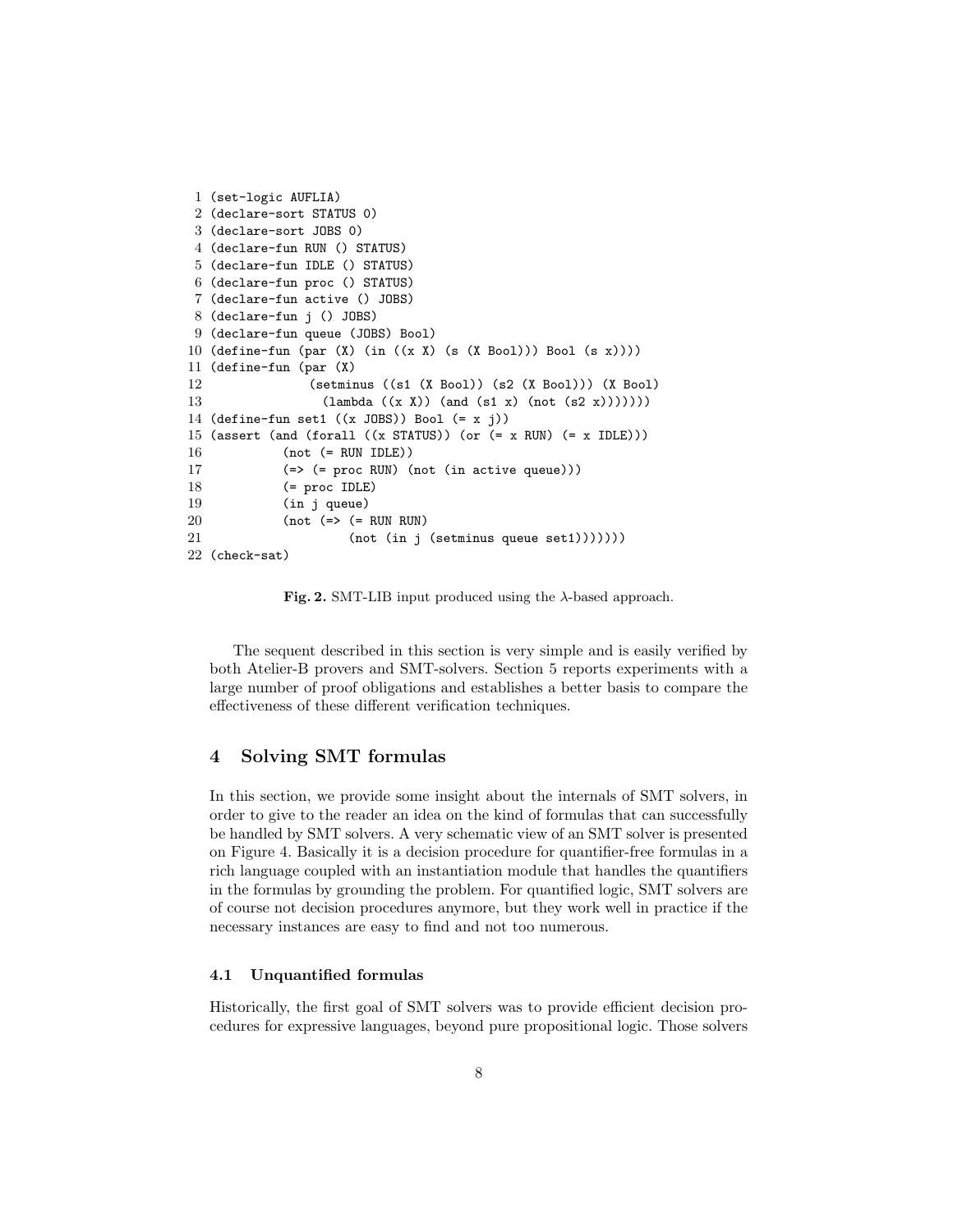```
 1 (set-logic AUFLIA)
 2 (declare-sort STATUS 0)
 3 (declare-sort JOBS 0)
 4 (declare-fun RUN () STATUS)
 5 (declare-fun IDLE () STATUS)
 6 (declare-fun proc () STATUS)
 7 (declare-fun active () JOBS)
 8 (declare-fun j () JOBS)
 9 (declare-fun queue (JOBS) Bool)
10 (define-fun (par (X) (in ((x X) (s (X Bool))) Bool (s x))))
11 (define-fun (par (X)
12              (setminus ((s1 (X Bool)) (s2 (X Bool))) (X Bool)
13                (lambda ((x X)) (and (s1 x) (not (s2 x)))))))
14 (define-fun set1 ((x JOBS)) Bool (= x j))
15 (assert (and (forall ((x STATUS)) (or (= x RUN) (= x IDLE)))
16           (not (= RUN IDLE))
17           (=> (= proc RUN) (not (in active queue)))
18           (= proc IDLE)
19           (in j queue)
20           (not (=> (= RUN RUN)
21                    (not (in j (setminus queue set1)))))))
22 (check-sat)
```

**Fig. 2.** SMT-LIB input produced using the λ-based approach.

The sequent described in this section is very simple and is easily verified by both Atelier-B provers and SMT-solvers. Section 5 reports experiments with a large number of proof obligations and establishes a better basis to compare the effectiveness of these different verification techniques.

## 4 Solving SMT formulas

In this section, we provide some insight about the internals of SMT solvers, in order to give to the reader an idea on the kind of formulas that can successfully be handled by SMT solvers. A very schematic view of an SMT solver is presented on Figure 4. Basically it is a decision procedure for quantifier-free formulas in a rich language coupled with an instantiation module that handles the quantifiers in the formulas by grounding the problem. For quantified logic, SMT solvers are of course not decision procedures anymore, but they work well in practice if the necessary instances are easy to find and not too numerous.

### 4.1 Unquantified formulas

Historically, the first goal of SMT solvers was to provide efficient decision procedures for expressive languages, beyond pure propositional logic. Those solvers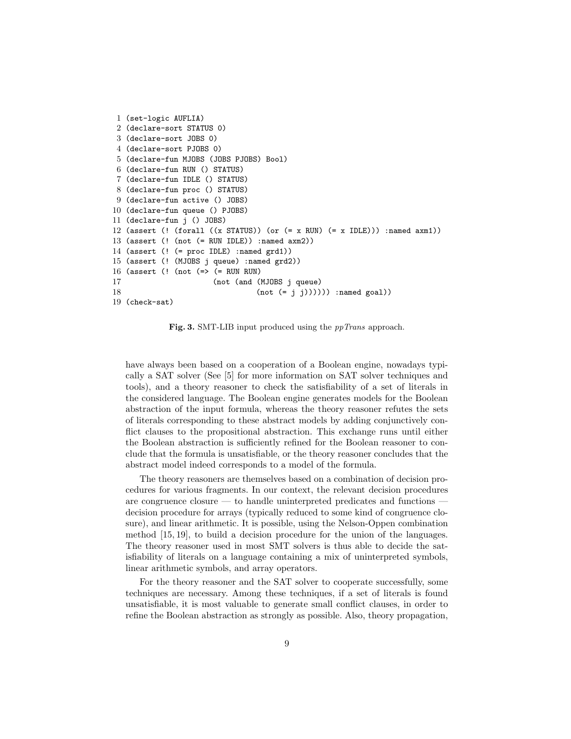```
 1 (set-logic AUFLIA)
 2 (declare-sort STATUS 0)
 3 (declare-sort JOBS 0)
 4 (declare-sort PJOBS 0)
 5 (declare-fun MJOBS (JOBS PJOBS) Bool)
 6 (declare-fun RUN () STATUS)
 7 (declare-fun IDLE () STATUS)
 8 (declare-fun proc () STATUS)
 9 (declare-fun active () JOBS)
10 (declare-fun queue () PJOBS)
11 (declare-fun j () JOBS)
12 (assert (! (forall ((x STATUS)) (or (= x RUN) (= x IDLE))) :named axm1))
13 (assert (! (not (= RUN IDLE)) :named axm2))
14 (assert (! (= proc IDLE) :named grd1))
15 (assert (! (MJOBS j queue) :named grd2))
16 (assert (! (not (=> (= RUN RUN)
17                     (not (and (MJOBS j queue)
18                               (not (= j j)))))) :named goal))
19 (check-sat)
```

**Fig. 3.** SMT-LIB input produced using the *ppTrans* approach.

have always been based on a cooperation of a Boolean engine, nowadays typically a SAT solver (See [5] for more information on SAT solver techniques and tools), and a theory reasoner to check the satisfiability of a set of literals in the considered language. The Boolean engine generates models for the Boolean abstraction of the input formula, whereas the theory reasoner refutes the sets of literals corresponding to these abstract models by adding conjunctively conflict clauses to the propositional abstraction. This exchange runs until either the Boolean abstraction is sufficiently refined for the Boolean reasoner to conclude that the formula is unsatisfiable, or the theory reasoner concludes that the abstract model indeed corresponds to a model of the formula.

The theory reasoners are themselves based on a combination of decision procedures for various fragments. In our context, the relevant decision procedures are congruence closure — to handle uninterpreted predicates and functions — decision procedure for arrays (typically reduced to some kind of congruence closure), and linear arithmetic. It is possible, using the Nelson-Oppen combination method [15, 19], to build a decision procedure for the union of the languages. The theory reasoner used in most SMT solvers is thus able to decide the satisfiability of literals on a language containing a mix of uninterpreted symbols, linear arithmetic symbols, and array operators.

For the theory reasoner and the SAT solver to cooperate successfully, some techniques are necessary. Among these techniques, if a set of literals is found unsatisfiable, it is most valuable to generate small conflict clauses, in order to refine the Boolean abstraction as strongly as possible. Also, theory propagation,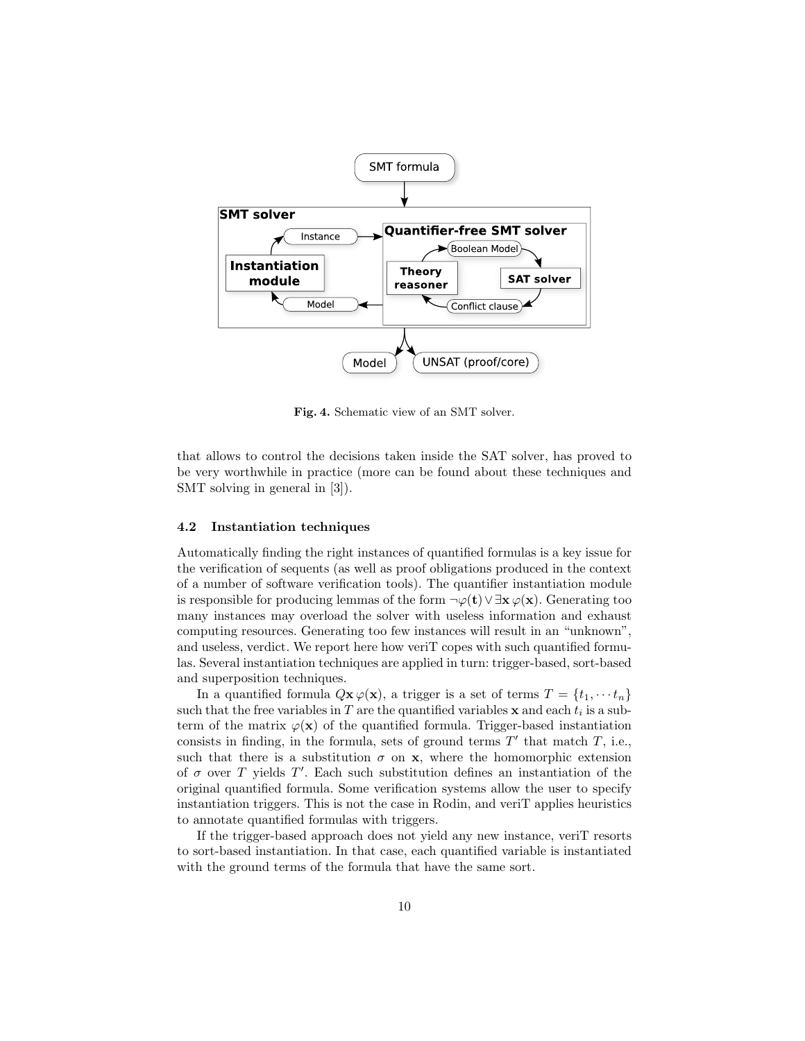**Fig. 4.** Schematic view of an SMT solver.

that allows to control the decisions taken inside the SAT solver, has proved to be very worthwhile in practice (more can be found about these techniques and SMT solving in general in [3]).

### 4.2 Instantiation techniques

Automatically finding the right instances of quantified formulas is a key issue for the verification of sequents (as well as proof obligations produced in the context of a number of software verification tools). The quantifier instantiation module is responsible for producing lemmas of the form $\neg\varphi(\mathbf{t}) \vee \exists \mathbf{x}\, \varphi(\mathbf{x})$. Generating too many instances may overload the solver with useless information and exhaust computing resources. Generating too few instances will result in an "unknown", and useless, verdict. We report here how veriT copes with such quantified formulas. Several instantiation techniques are applied in turn: trigger-based, sort-based and superposition techniques.

In a quantified formula $Q\mathbf{x}\, \varphi(\mathbf{x})$, a trigger is a set of terms $T = \{t_1, \cdots t_n\}$ such that the free variables in $T$ are the quantified variables $\mathbf{x}$ and each $t_i$ is a subterm of the matrix $\varphi(\mathbf{x})$ of the quantified formula. Trigger-based instantiation consists in finding, in the formula, sets of ground terms $T'$ that match $T$, i.e., such that there is a substitution $\sigma$ on $\mathbf{x}$, where the homomorphic extension of $\sigma$ over $T$ yields $T'$. Each such substitution defines an instantiation of the original quantified formula. Some verification systems allow the user to specify instantiation triggers. This is not the case in Rodin, and veriT applies heuristics to annotate quantified formulas with triggers.

If the trigger-based approach does not yield any new instance, veriT resorts to sort-based instantiation. In that case, each quantified variable is instantiated with the ground terms of the formula that have the same sort.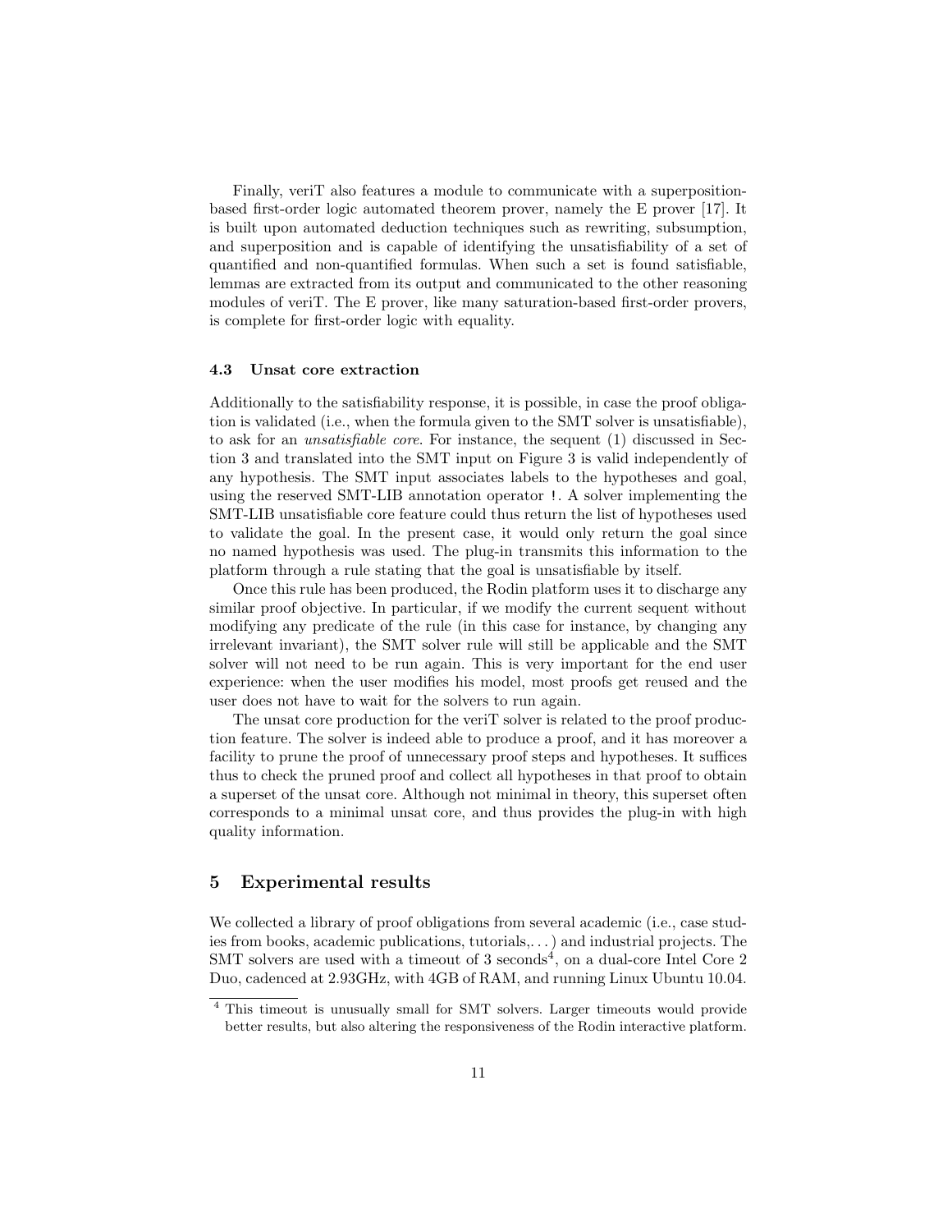Finally, veriT also features a module to communicate with a superposition-based first-order logic automated theorem prover, namely the E prover [17]. It is built upon automated deduction techniques such as rewriting, subsumption, and superposition and is capable of identifying the unsatisfiability of a set of quantified and non-quantified formulas. When such a set is found satisfiable, lemmas are extracted from its output and communicated to the other reasoning modules of veriT. The E prover, like many saturation-based first-order provers, is complete for first-order logic with equality.

### 4.3 Unsat core extraction

Additionally to the satisfiability response, it is possible, in case the proof obligation is validated (i.e., when the formula given to the SMT solver is unsatisfiable), to ask for an *unsatisfiable core*. For instance, the sequent (1) discussed in Section 3 and translated into the SMT input on Figure 3 is valid independently of any hypothesis. The SMT input associates labels to the hypotheses and goal, using the reserved SMT-LIB annotation operator `!`. A solver implementing the SMT-LIB unsatisfiable core feature could thus return the list of hypotheses used to validate the goal. In the present case, it would only return the goal since no named hypothesis was used. The plug-in transmits this information to the platform through a rule stating that the goal is unsatisfiable by itself.

Once this rule has been produced, the Rodin platform uses it to discharge any similar proof objective. In particular, if we modify the current sequent without modifying any predicate of the rule (in this case for instance, by changing any irrelevant invariant), the SMT solver rule will still be applicable and the SMT solver will not need to be run again. This is very important for the end user experience: when the user modifies his model, most proofs get reused and the user does not have to wait for the solvers to run again.

The unsat core production for the veriT solver is related to the proof production feature. The solver is indeed able to produce a proof, and it has moreover a facility to prune the proof of unnecessary proof steps and hypotheses. It suffices thus to check the pruned proof and collect all hypotheses in that proof to obtain a superset of the unsat core. Although not minimal in theory, this superset often corresponds to a minimal unsat core, and thus provides the plug-in with high quality information.

## 5 Experimental results

We collected a library of proof obligations from several academic (i.e., case studies from books, academic publications, tutorials,. . . ) and industrial projects. The SMT solvers are used with a timeout of 3 seconds[4], on a dual-core Intel Core 2 Duo, cadenced at 2.93GHz, with 4GB of RAM, and running Linux Ubuntu 10.04.

[4] This timeout is unusually small for SMT solvers. Larger timeouts would provide better results, but also altering the responsiveness of the Rodin interactive platform.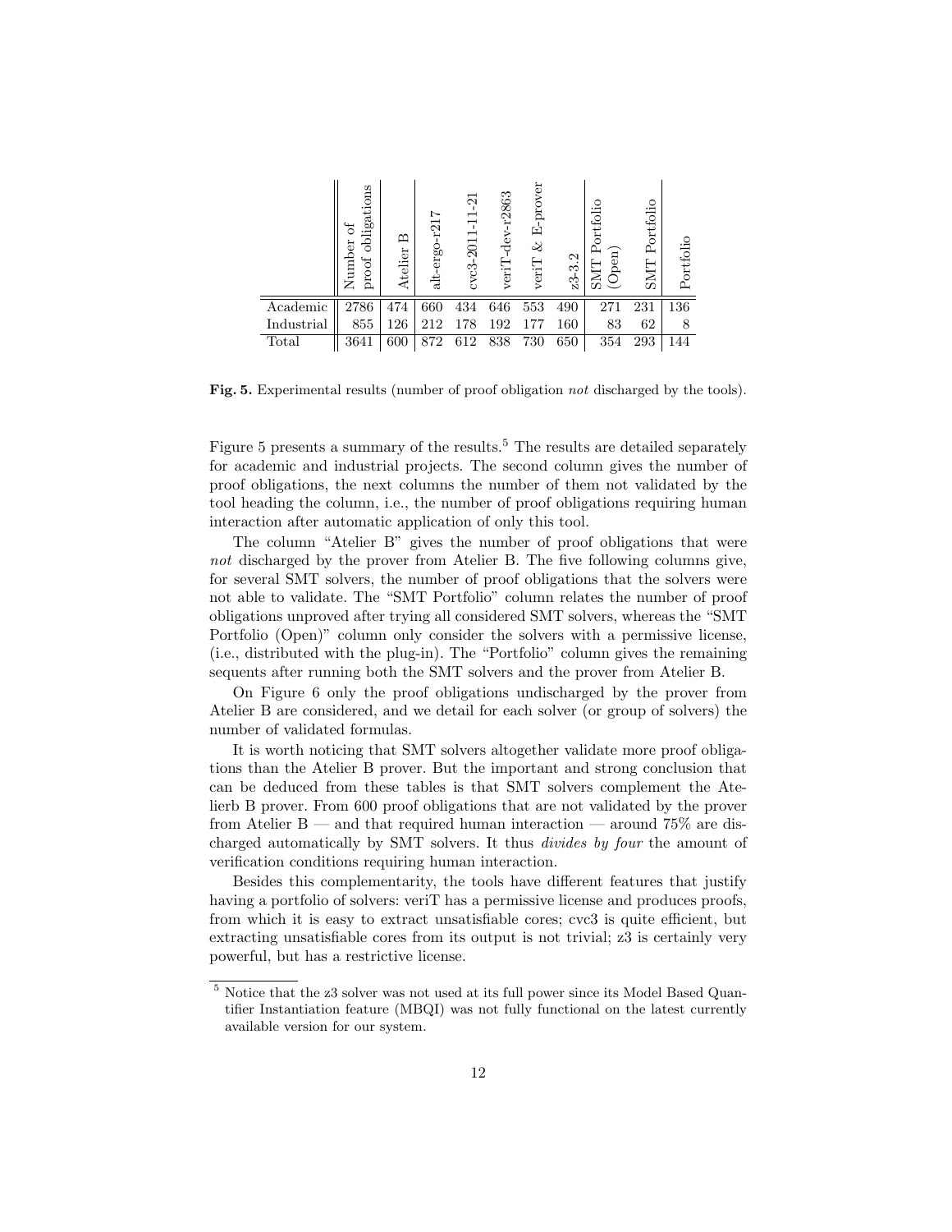| | Number of proof obligations | Atelier B | alt-ergo-r217 | cvc3-2011-11-21 | veriT-dev-r2863 | veriT & E-prover | z3-3.2 | SMT Portfolio (Open) | SMT Portfolio | Portfolio |
|---|---|---|---|---|---|---|---|---|---|---|
| Academic | 2786 | 474 | 660 | 434 | 646 | 553 | 490 | 271 | 231 | 136 |
| Industrial | 855 | 126 | 212 | 178 | 192 | 177 | 160 | 83 | 62 | 8 |
| Total | 3641 | 600 | 872 | 612 | 838 | 730 | 650 | 354 | 293 | 144 |

**Fig. 5.** Experimental results (number of proof obligation *not* discharged by the tools).

Figure 5 presents a summary of the results.[5] The results are detailed separately for academic and industrial projects. The second column gives the number of proof obligations, the next columns the number of them not validated by the tool heading the column, i.e., the number of proof obligations requiring human interaction after automatic application of only this tool.

The column "Atelier B" gives the number of proof obligations that were *not* discharged by the prover from Atelier B. The five following columns give, for several SMT solvers, the number of proof obligations that the solvers were not able to validate. The "SMT Portfolio" column relates the number of proof obligations unproved after trying all considered SMT solvers, whereas the "SMT Portfolio (Open)" column only consider the solvers with a permissive license, (i.e., distributed with the plug-in). The "Portfolio" column gives the remaining sequents after running both the SMT solvers and the prover from Atelier B.

On Figure 6 only the proof obligations undischarged by the prover from Atelier B are considered, and we detail for each solver (or group of solvers) the number of validated formulas.

It is worth noticing that SMT solvers altogether validate more proof obligations than the Atelier B prover. But the important and strong conclusion that can be deduced from these tables is that SMT solvers complement the Atelierb B prover. From 600 proof obligations that are not validated by the prover from Atelier B — and that required human interaction — around 75% are discharged automatically by SMT solvers. It thus *divides by four* the amount of verification conditions requiring human interaction.

Besides this complementarity, the tools have different features that justify having a portfolio of solvers: veriT has a permissive license and produces proofs, from which it is easy to extract unsatisfiable cores; cvc3 is quite efficient, but extracting unsatisfiable cores from its output is not trivial; z3 is certainly very powerful, but has a restrictive license.

[5] Notice that the z3 solver was not used at its full power since its Model Based Quantifier Instantiation feature (MBQI) was not fully functional on the latest currently available version for our system.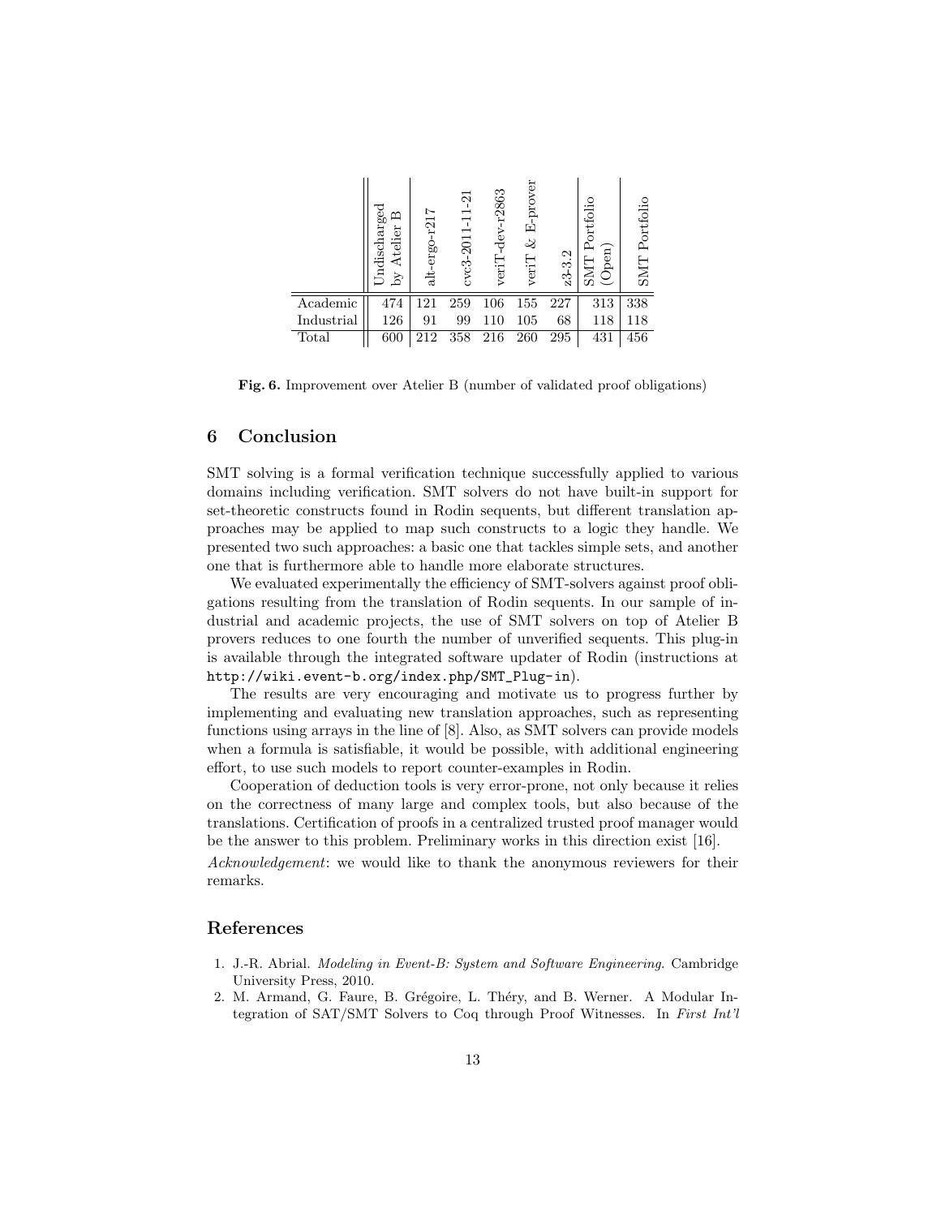| | Undischarged by Atelier B | alt-ergo-r217 | cvc3-2011-11-21 | veriT-dev-r2863 | veriT & E-prover | z3-3.2 | SMT Portfolio (Open) | SMT Portfolio |
|---|---|---|---|---|---|---|---|---|
| Academic | 474 | 121 | 259 | 106 | 155 | 227 | 313 | 338 |
| Industrial | 126 | 91 | 99 | 110 | 105 | 68 | 118 | 118 |
| Total | 600 | 212 | 358 | 216 | 260 | 295 | 431 | 456 |

**Fig. 6.** Improvement over Atelier B (number of validated proof obligations)

## 6 Conclusion

SMT solving is a formal verification technique successfully applied to various domains including verification. SMT solvers do not have built-in support for set-theoretic constructs found in Rodin sequents, but different translation approaches may be applied to map such constructs to a logic they handle. We presented two such approaches: a basic one that tackles simple sets, and another one that is furthermore able to handle more elaborate structures.

We evaluated experimentally the efficiency of SMT-solvers against proof obligations resulting from the translation of Rodin sequents. In our sample of industrial and academic projects, the use of SMT solvers on top of Atelier B provers reduces to one fourth the number of unverified sequents. This plug-in is available through the integrated software updater of Rodin (instructions at `http://wiki.event-b.org/index.php/SMT_Plug-in`).

The results are very encouraging and motivate us to progress further by implementing and evaluating new translation approaches, such as representing functions using arrays in the line of [8]. Also, as SMT solvers can provide models when a formula is satisfiable, it would be possible, with additional engineering effort, to use such models to report counter-examples in Rodin.

Cooperation of deduction tools is very error-prone, not only because it relies on the correctness of many large and complex tools, but also because of the translations. Certification of proofs in a centralized trusted proof manager would be the answer to this problem. Preliminary works in this direction exist [16].

*Acknowledgement*: we would like to thank the anonymous reviewers for their remarks.

## References

1. J.-R. Abrial. *Modeling in Event-B: System and Software Engineering*. Cambridge University Press, 2010.
2. M. Armand, G. Faure, B. Grégoire, L. Théry, and B. Werner. A Modular Integration of SAT/SMT Solvers to Coq through Proof Witnesses. In *First Int'l*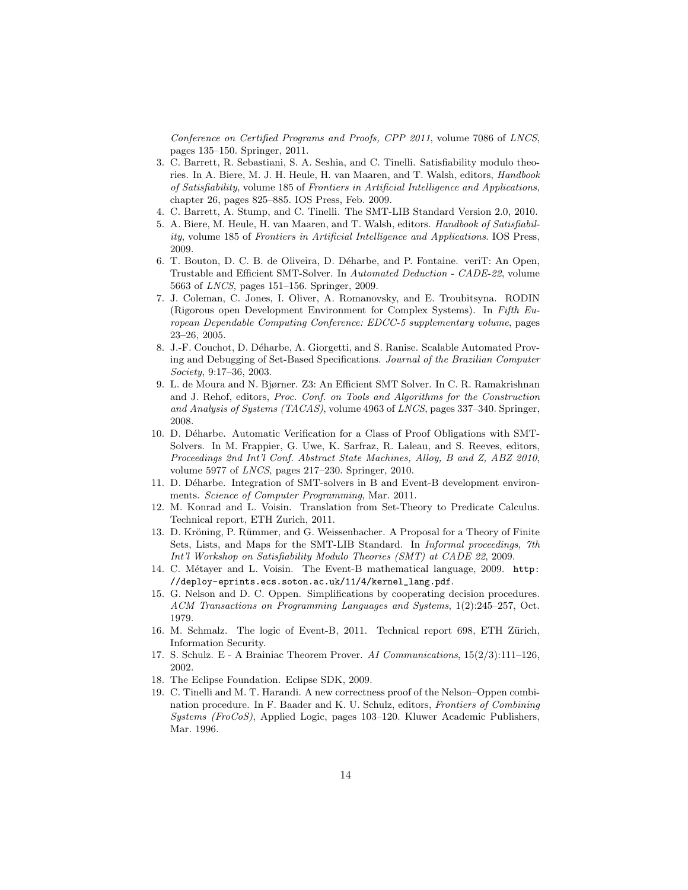*Conference on Certified Programs and Proofs, CPP 2011*, volume 7086 of *LNCS*, pages 135–150. Springer, 2011.

3. C. Barrett, R. Sebastiani, S. A. Seshia, and C. Tinelli. Satisfiability modulo theories. In A. Biere, M. J. H. Heule, H. van Maaren, and T. Walsh, editors, *Handbook of Satisfiability*, volume 185 of *Frontiers in Artificial Intelligence and Applications*, chapter 26, pages 825–885. IOS Press, Feb. 2009.
4. C. Barrett, A. Stump, and C. Tinelli. The SMT-LIB Standard Version 2.0, 2010.
5. A. Biere, M. Heule, H. van Maaren, and T. Walsh, editors. *Handbook of Satisfiability*, volume 185 of *Frontiers in Artificial Intelligence and Applications*. IOS Press, 2009.
6. T. Bouton, D. C. B. de Oliveira, D. Déharbe, and P. Fontaine. veriT: An Open, Trustable and Efficient SMT-Solver. In *Automated Deduction - CADE-22*, volume 5663 of *LNCS*, pages 151–156. Springer, 2009.
7. J. Coleman, C. Jones, I. Oliver, A. Romanovsky, and E. Troubitsyna. RODIN (Rigorous open Development Environment for Complex Systems). In *Fifth European Dependable Computing Conference: EDCC-5 supplementary volume*, pages 23–26, 2005.
8. J.-F. Couchot, D. Déharbe, A. Giorgetti, and S. Ranise. Scalable Automated Proving and Debugging of Set-Based Specifications. *Journal of the Brazilian Computer Society*, 9:17–36, 2003.
9. L. de Moura and N. Bjørner. Z3: An Efficient SMT Solver. In C. R. Ramakrishnan and J. Rehof, editors, *Proc. Conf. on Tools and Algorithms for the Construction and Analysis of Systems (TACAS)*, volume 4963 of *LNCS*, pages 337–340. Springer, 2008.
10. D. Déharbe. Automatic Verification for a Class of Proof Obligations with SMT-Solvers. In M. Frappier, G. Uwe, K. Sarfraz, R. Laleau, and S. Reeves, editors, *Proceedings 2nd Int'l Conf. Abstract State Machines, Alloy, B and Z, ABZ 2010*, volume 5977 of *LNCS*, pages 217–230. Springer, 2010.
11. D. Déharbe. Integration of SMT-solvers in B and Event-B development environments. *Science of Computer Programming*, Mar. 2011.
12. M. Konrad and L. Voisin. Translation from Set-Theory to Predicate Calculus. Technical report, ETH Zurich, 2011.
13. D. Kröning, P. Rümmer, and G. Weissenbacher. A Proposal for a Theory of Finite Sets, Lists, and Maps for the SMT-LIB Standard. In *Informal proceedings, 7th Int'l Workshop on Satisfiability Modulo Theories (SMT) at CADE 22*, 2009.
14. C. Métayer and L. Voisin. The Event-B mathematical language, 2009. `http://deploy-eprints.ecs.soton.ac.uk/11/4/kernel_lang.pdf`.
15. G. Nelson and D. C. Oppen. Simplifications by cooperating decision procedures. *ACM Transactions on Programming Languages and Systems*, 1(2):245–257, Oct. 1979.
16. M. Schmalz. The logic of Event-B, 2011. Technical report 698, ETH Zürich, Information Security.
17. S. Schulz. E - A Brainiac Theorem Prover. *AI Communications*, 15(2/3):111–126, 2002.
18. The Eclipse Foundation. Eclipse SDK, 2009.
19. C. Tinelli and M. T. Harandi. A new correctness proof of the Nelson–Oppen combination procedure. In F. Baader and K. U. Schulz, editors, *Frontiers of Combining Systems (FroCoS)*, Applied Logic, pages 103–120. Kluwer Academic Publishers, Mar. 1996.